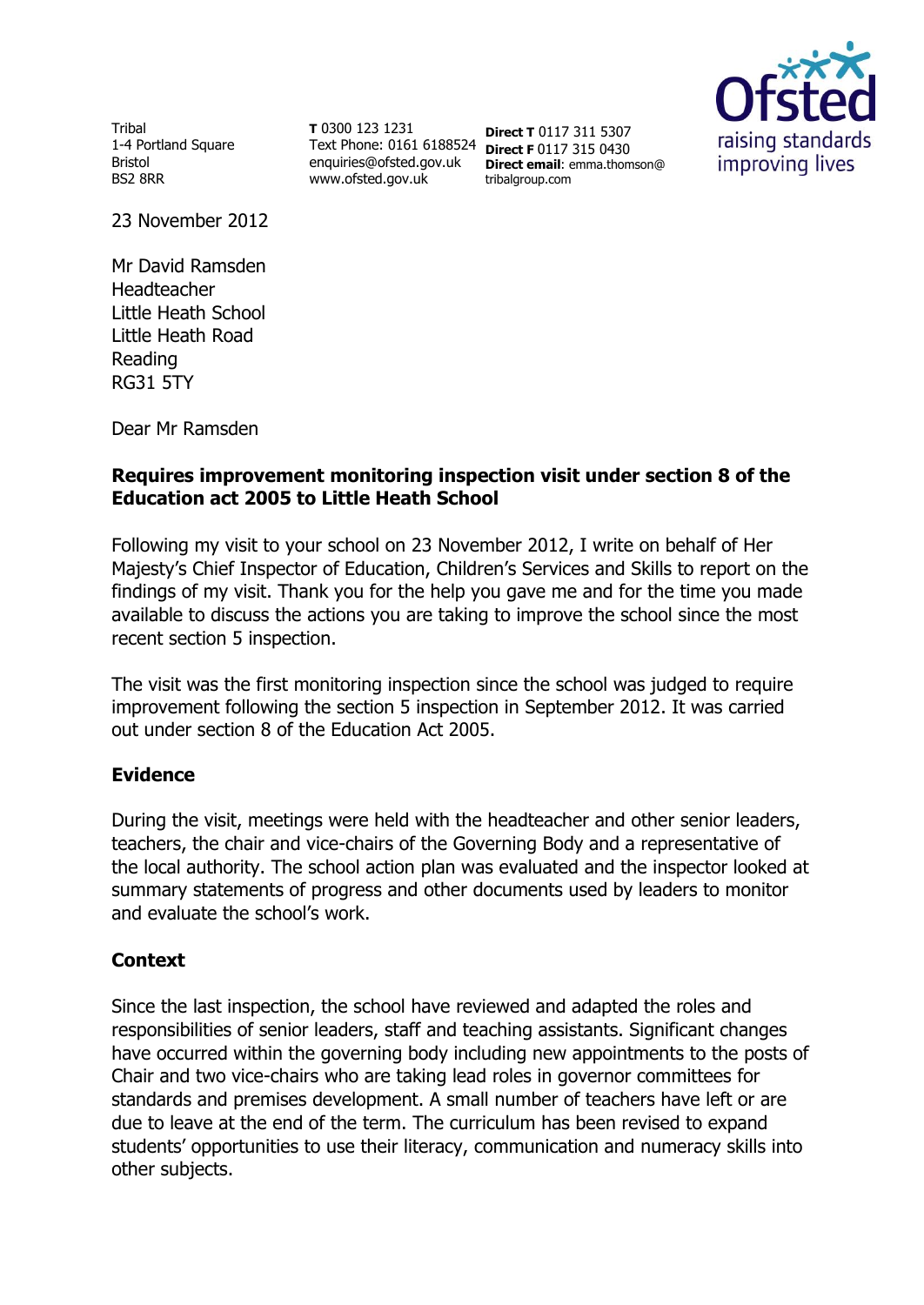Tribal
1-4 Portland Square
Bristol
BS2 8RR

**T** 0300 123 1231
Text Phone: 0161 6188524
enquiries@ofsted.gov.uk
www.ofsted.gov.uk

**Direct T** 0117 311 5307
**Direct F** 0117 315 0430
**Direct email**: emma.thomson@tribalgroup.com

23 November 2012

Mr David Ramsden
Headteacher
Little Heath School
Little Heath Road
Reading
RG31 5TY

Dear Mr Ramsden

**Requires improvement monitoring inspection visit under section 8 of the Education act 2005 to Little Heath School**

Following my visit to your school on 23 November 2012, I write on behalf of Her Majesty's Chief Inspector of Education, Children's Services and Skills to report on the findings of my visit. Thank you for the help you gave me and for the time you made available to discuss the actions you are taking to improve the school since the most recent section 5 inspection.

The visit was the first monitoring inspection since the school was judged to require improvement following the section 5 inspection in September 2012. It was carried out under section 8 of the Education Act 2005.

## Evidence

During the visit, meetings were held with the headteacher and other senior leaders, teachers, the chair and vice-chairs of the Governing Body and a representative of the local authority. The school action plan was evaluated and the inspector looked at summary statements of progress and other documents used by leaders to monitor and evaluate the school's work.

## Context

Since the last inspection, the school have reviewed and adapted the roles and responsibilities of senior leaders, staff and teaching assistants. Significant changes have occurred within the governing body including new appointments to the posts of Chair and two vice-chairs who are taking lead roles in governor committees for standards and premises development. A small number of teachers have left or are due to leave at the end of the term. The curriculum has been revised to expand students' opportunities to use their literacy, communication and numeracy skills into other subjects.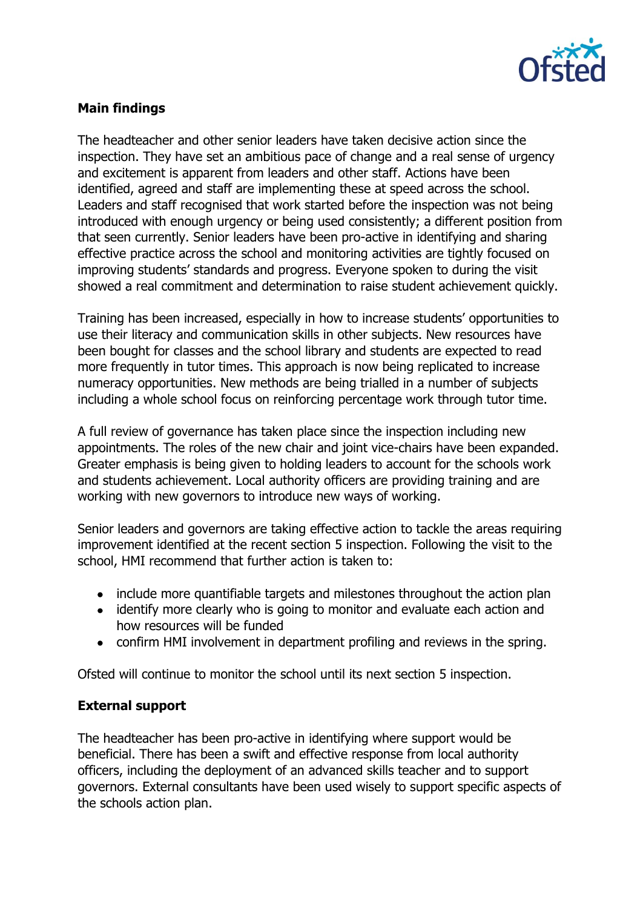**Main findings**

The headteacher and other senior leaders have taken decisive action since the inspection. They have set an ambitious pace of change and a real sense of urgency and excitement is apparent from leaders and other staff. Actions have been identified, agreed and staff are implementing these at speed across the school. Leaders and staff recognised that work started before the inspection was not being introduced with enough urgency or being used consistently; a different position from that seen currently. Senior leaders have been pro-active in identifying and sharing effective practice across the school and monitoring activities are tightly focused on improving students' standards and progress. Everyone spoken to during the visit showed a real commitment and determination to raise student achievement quickly.

Training has been increased, especially in how to increase students' opportunities to use their literacy and communication skills in other subjects. New resources have been bought for classes and the school library and students are expected to read more frequently in tutor times. This approach is now being replicated to increase numeracy opportunities. New methods are being trialled in a number of subjects including a whole school focus on reinforcing percentage work through tutor time.

A full review of governance has taken place since the inspection including new appointments. The roles of the new chair and joint vice-chairs have been expanded. Greater emphasis is being given to holding leaders to account for the schools work and students achievement. Local authority officers are providing training and are working with new governors to introduce new ways of working.

Senior leaders and governors are taking effective action to tackle the areas requiring improvement identified at the recent section 5 inspection. Following the visit to the school, HMI recommend that further action is taken to:

- include more quantifiable targets and milestones throughout the action plan
- identify more clearly who is going to monitor and evaluate each action and how resources will be funded
- confirm HMI involvement in department profiling and reviews in the spring.

Ofsted will continue to monitor the school until its next section 5 inspection.

**External support**

The headteacher has been pro-active in identifying where support would be beneficial. There has been a swift and effective response from local authority officers, including the deployment of an advanced skills teacher and to support governors. External consultants have been used wisely to support specific aspects of the schools action plan.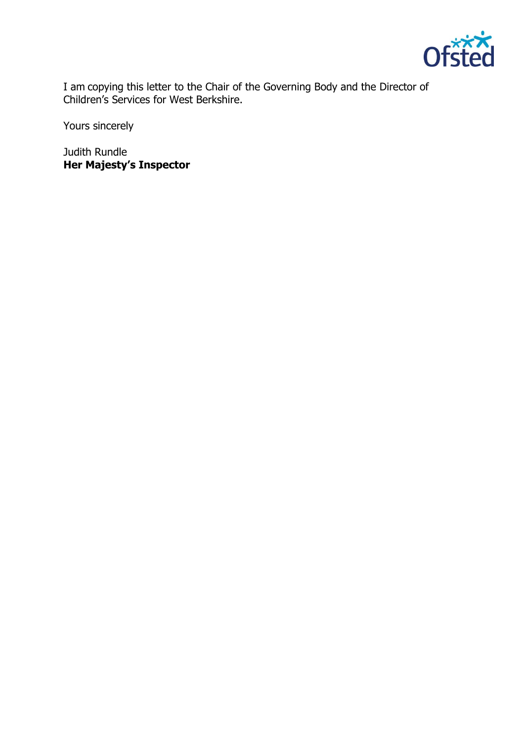I am copying this letter to the Chair of the Governing Body and the Director of Children's Services for West Berkshire.

Yours sincerely

Judith Rundle
**Her Majesty's Inspector**